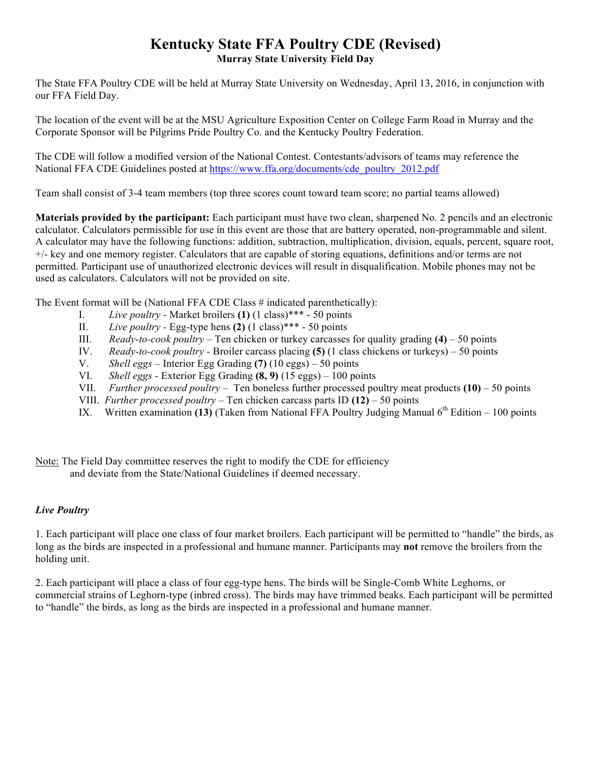# Kentucky State FFA Poultry CDE (Revised)

**Murray State University Field Day**

The State FFA Poultry CDE will be held at Murray State University on Wednesday, April 13, 2016, in conjunction with our FFA Field Day.

The location of the event will be at the MSU Agriculture Exposition Center on College Farm Road in Murray and the Corporate Sponsor will be Pilgrims Pride Poultry Co. and the Kentucky Poultry Federation.

The CDE will follow a modified version of the National Contest. Contestants/advisors of teams may reference the National FFA CDE Guidelines posted at https://www.ffa.org/documents/cde_poultry_2012.pdf

Team shall consist of 3-4 team members (top three scores count toward team score; no partial teams allowed)

**Materials provided by the participant:** Each participant must have two clean, sharpened No. 2 pencils and an electronic calculator. Calculators permissible for use in this event are those that are battery operated, non-programmable and silent. A calculator may have the following functions: addition, subtraction, multiplication, division, equals, percent, square root, +/- key and one memory register. Calculators that are capable of storing equations, definitions and/or terms are not permitted. Participant use of unauthorized electronic devices will result in disqualification. Mobile phones may not be used as calculators. Calculators will not be provided on site.

The Event format will be (National FFA CDE Class # indicated parenthetically):

I. *Live poultry* - Market broilers **(1)** (1 class)*** - 50 points
II. *Live poultry* - Egg-type hens **(2)** (1 class)*** - 50 points
III. *Ready-to-cook poultry* – Ten chicken or turkey carcasses for quality grading **(4)** – 50 points
IV. *Ready-to-cook poultry* - Broiler carcass placing **(5)** (1 class chickens or turkeys) – 50 points
V. *Shell eggs* – Interior Egg Grading **(7)** (10 eggs) – 50 points
VI. *Shell eggs* - Exterior Egg Grading **(8, 9)** (15 eggs) – 100 points
VII. *Further processed poultry* – Ten boneless further processed poultry meat products **(10)** – 50 points
VIII. *Further processed poultry* – Ten chicken carcass parts ID **(12)** – 50 points
IX. Written examination **(13)** (Taken from National FFA Poultry Judging Manual 6th Edition – 100 points

<u>Note:</u> The Field Day committee reserves the right to modify the CDE for efficiency and deviate from the State/National Guidelines if deemed necessary.

### *Live Poultry*

1. Each participant will place one class of four market broilers. Each participant will be permitted to "handle" the birds, as long as the birds are inspected in a professional and humane manner. Participants may **not** remove the broilers from the holding unit.

2. Each participant will place a class of four egg-type hens. The birds will be Single-Comb White Leghorns, or commercial strains of Leghorn-type (inbred cross). The birds may have trimmed beaks. Each participant will be permitted to "handle" the birds, as long as the birds are inspected in a professional and humane manner.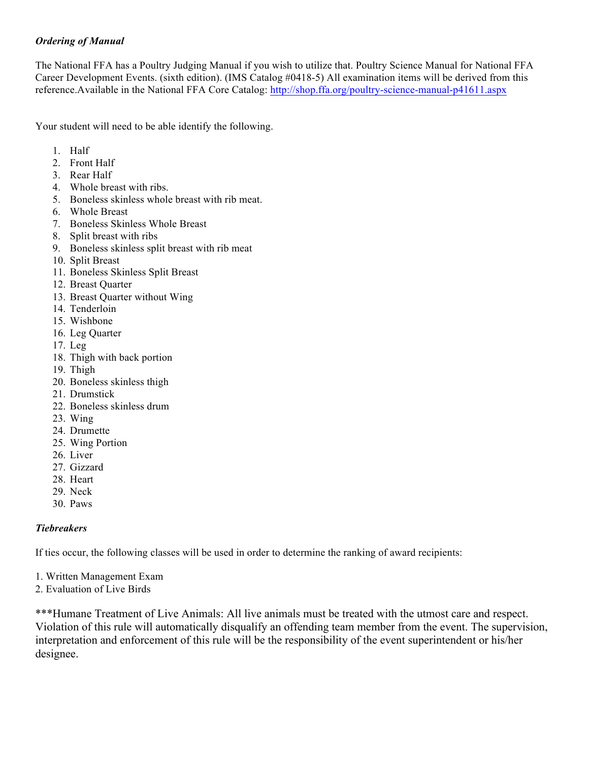***Ordering of Manual***

The National FFA has a Poultry Judging Manual if you wish to utilize that. Poultry Science Manual for National FFA Career Development Events. (sixth edition). (IMS Catalog #0418-5) All examination items will be derived from this reference.Available in the National FFA Core Catalog: [http://shop.ffa.org/poultry-science-manual-p41611.aspx](http://shop.ffa.org/poultry-science-manual-p41611.aspx)

Your student will need to be able identify the following.

1. Half
2. Front Half
3. Rear Half
4. Whole breast with ribs.
5. Boneless skinless whole breast with rib meat.
6. Whole Breast
7. Boneless Skinless Whole Breast
8. Split breast with ribs
9. Boneless skinless split breast with rib meat
10. Split Breast
11. Boneless Skinless Split Breast
12. Breast Quarter
13. Breast Quarter without Wing
14. Tenderloin
15. Wishbone
16. Leg Quarter
17. Leg
18. Thigh with back portion
19. Thigh
20. Boneless skinless thigh
21. Drumstick
22. Boneless skinless drum
23. Wing
24. Drumette
25. Wing Portion
26. Liver
27. Gizzard
28. Heart
29. Neck
30. Paws

***Tiebreakers***

If ties occur, the following classes will be used in order to determine the ranking of award recipients:

1. Written Management Exam
2. Evaluation of Live Birds

***Humane Treatment of Live Animals: All live animals must be treated with the utmost care and respect. Violation of this rule will automatically disqualify an offending team member from the event. The supervision, interpretation and enforcement of this rule will be the responsibility of the event superintendent or his/her designee.